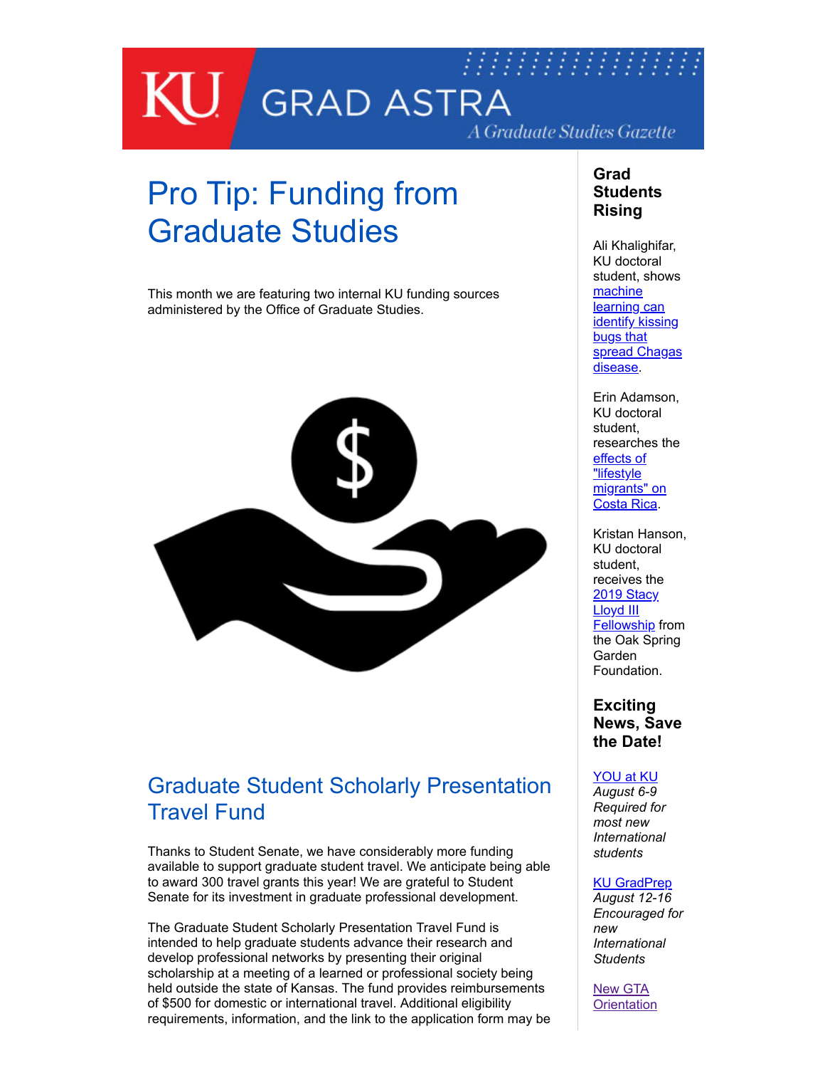# KU GRAD ASTRA

*A Graduate Studies Gazette*

# Pro Tip: Funding from Graduate Studies

This month we are featuring two internal KU funding sources administered by the Office of Graduate Studies.

## Graduate Student Scholarly Presentation Travel Fund

Thanks to Student Senate, we have considerably more funding available to support graduate student travel. We anticipate being able to award 300 travel grants this year! We are grateful to Student Senate for its investment in graduate professional development.

The Graduate Student Scholarly Presentation Travel Fund is intended to help graduate students advance their research and develop professional networks by presenting their original scholarship at a meeting of a learned or professional society being held outside the state of Kansas. The fund provides reimbursements of $500 for domestic or international travel. Additional eligibility requirements, information, and the link to the application form may be

### Grad Students Rising

Ali Khalighifar, KU doctoral student, shows machine learning can identify kissing bugs that spread Chagas disease.

Erin Adamson, KU doctoral student, researches the effects of "lifestyle migrants" on Costa Rica.

Kristan Hanson, KU doctoral student, receives the 2019 Stacy Lloyd III Fellowship from the Oak Spring Garden Foundation.

### Exciting News, Save the Date!

YOU at KU
*August 6-9*
*Required for most new International students*

KU GradPrep
*August 12-16*
*Encouraged for new International Students*

New GTA Orientation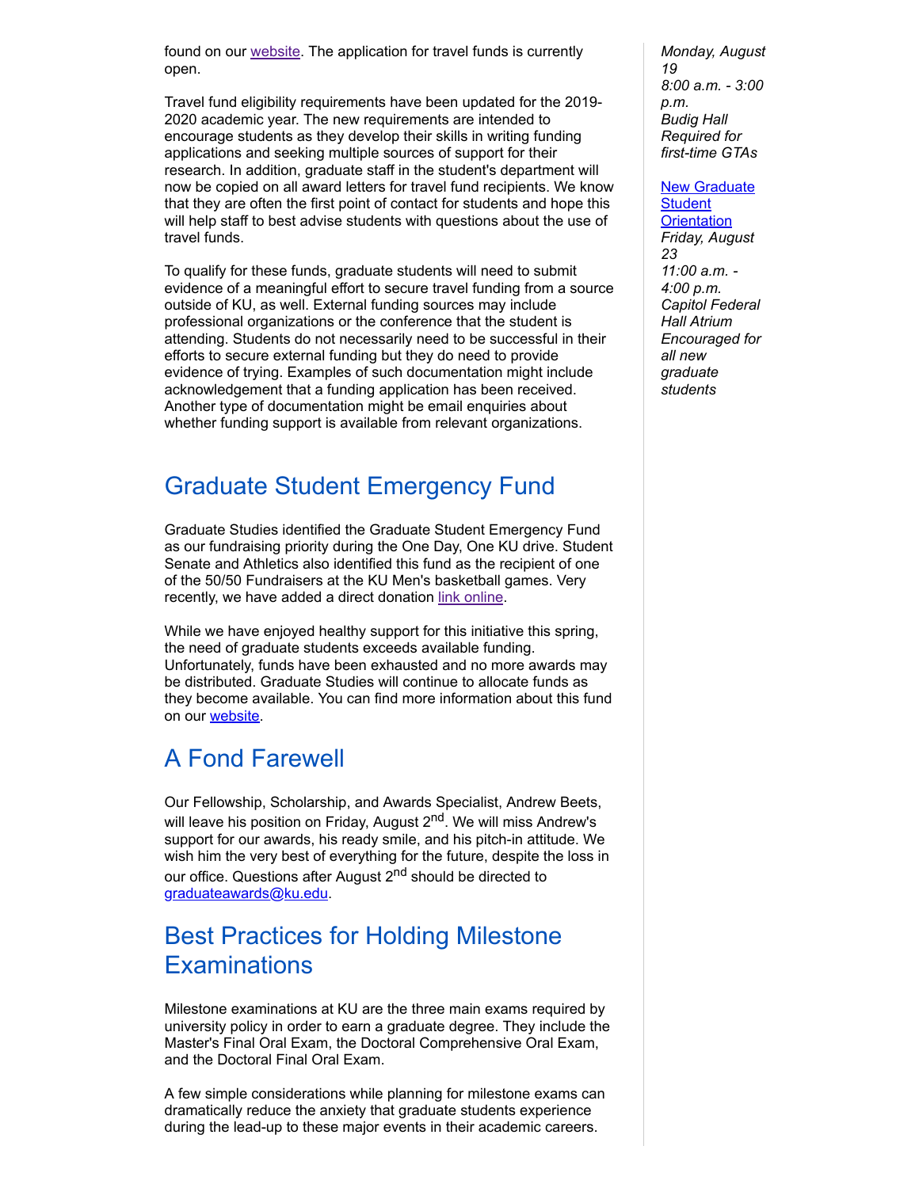found on our [website](). The application for travel funds is currently open.

Travel fund eligibility requirements have been updated for the 2019-2020 academic year. The new requirements are intended to encourage students as they develop their skills in writing funding applications and seeking multiple sources of support for their research. In addition, graduate staff in the student's department will now be copied on all award letters for travel fund recipients. We know that they are often the first point of contact for students and hope this will help staff to best advise students with questions about the use of travel funds.

To qualify for these funds, graduate students will need to submit evidence of a meaningful effort to secure travel funding from a source outside of KU, as well. External funding sources may include professional organizations or the conference that the student is attending. Students do not necessarily need to be successful in their efforts to secure external funding but they do need to provide evidence of trying. Examples of such documentation might include acknowledgement that a funding application has been received. Another type of documentation might be email enquiries about whether funding support is available from relevant organizations.

## Graduate Student Emergency Fund

Graduate Studies identified the Graduate Student Emergency Fund as our fundraising priority during the One Day, One KU drive. Student Senate and Athletics also identified this fund as the recipient of one of the 50/50 Fundraisers at the KU Men's basketball games. Very recently, we have added a direct donation [link online]().

While we have enjoyed healthy support for this initiative this spring, the need of graduate students exceeds available funding. Unfortunately, funds have been exhausted and no more awards may be distributed. Graduate Studies will continue to allocate funds as they become available. You can find more information about this fund on our [website]().

## A Fond Farewell

Our Fellowship, Scholarship, and Awards Specialist, Andrew Beets, will leave his position on Friday, August 2nd. We will miss Andrew's support for our awards, his ready smile, and his pitch-in attitude. We wish him the very best of everything for the future, despite the loss in our office. Questions after August 2nd should be directed to [graduateawards@ku.edu]().

## Best Practices for Holding Milestone Examinations

Milestone examinations at KU are the three main exams required by university policy in order to earn a graduate degree. They include the Master's Final Oral Exam, the Doctoral Comprehensive Oral Exam, and the Doctoral Final Oral Exam.

A few simple considerations while planning for milestone exams can dramatically reduce the anxiety that graduate students experience during the lead-up to these major events in their academic careers.

*Monday, August 19*
*8:00 a.m. - 3:00 p.m.*
*Budig Hall*
*Required for first-time GTAs*

[New Graduate Student Orientation]()
*Friday, August 23*
*11:00 a.m. - 4:00 p.m.*
*Capitol Federal Hall Atrium*
*Encouraged for all new graduate students*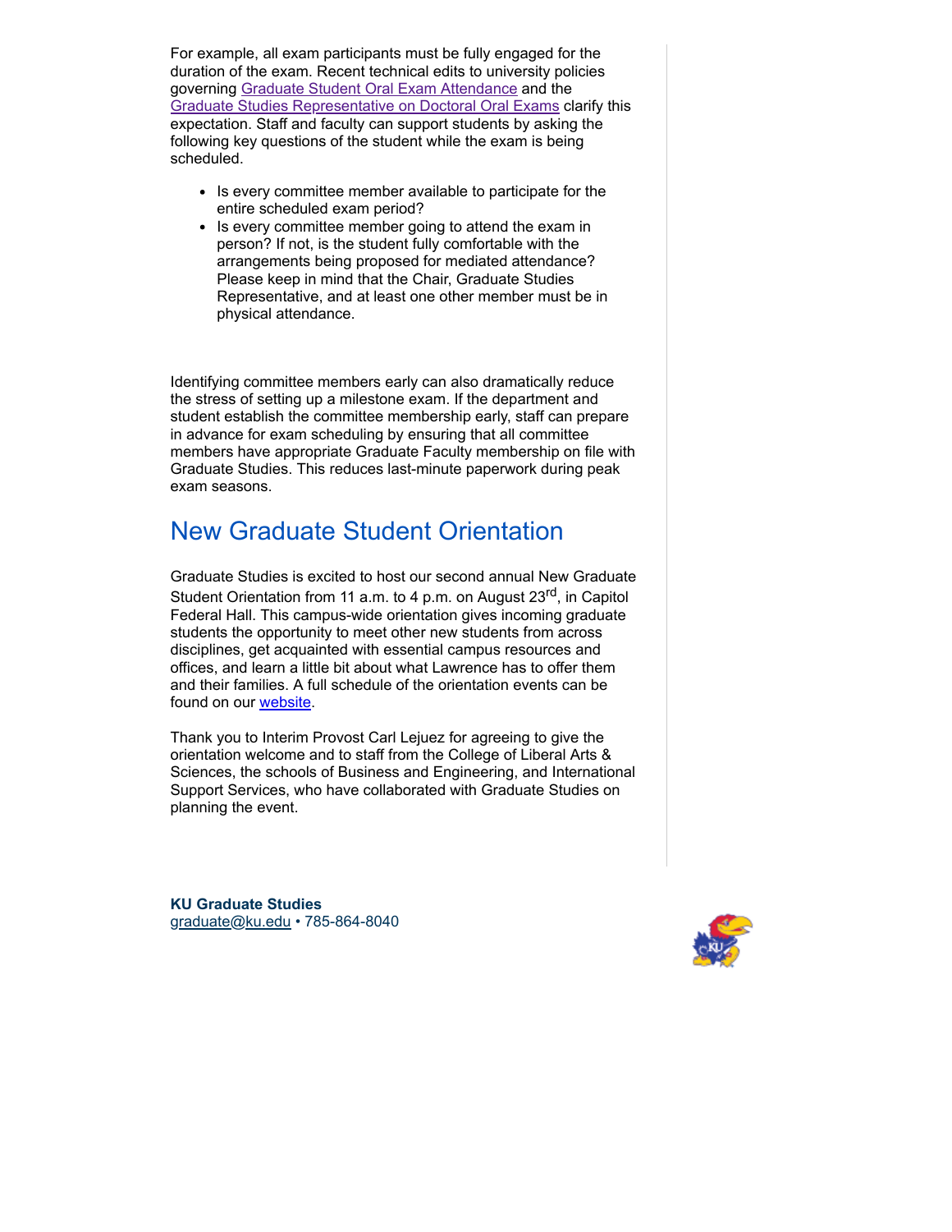For example, all exam participants must be fully engaged for the duration of the exam. Recent technical edits to university policies governing Graduate Student Oral Exam Attendance and the Graduate Studies Representative on Doctoral Oral Exams clarify this expectation. Staff and faculty can support students by asking the following key questions of the student while the exam is being scheduled.

- Is every committee member available to participate for the entire scheduled exam period?
- Is every committee member going to attend the exam in person? If not, is the student fully comfortable with the arrangements being proposed for mediated attendance? Please keep in mind that the Chair, Graduate Studies Representative, and at least one other member must be in physical attendance.

Identifying committee members early can also dramatically reduce the stress of setting up a milestone exam. If the department and student establish the committee membership early, staff can prepare in advance for exam scheduling by ensuring that all committee members have appropriate Graduate Faculty membership on file with Graduate Studies. This reduces last-minute paperwork during peak exam seasons.

## New Graduate Student Orientation

Graduate Studies is excited to host our second annual New Graduate Student Orientation from 11 a.m. to 4 p.m. on August 23rd, in Capitol Federal Hall. This campus-wide orientation gives incoming graduate students the opportunity to meet other new students from across disciplines, get acquainted with essential campus resources and offices, and learn a little bit about what Lawrence has to offer them and their families. A full schedule of the orientation events can be found on our website.

Thank you to Interim Provost Carl Lejuez for agreeing to give the orientation welcome and to staff from the College of Liberal Arts & Sciences, the schools of Business and Engineering, and International Support Services, who have collaborated with Graduate Studies on planning the event.

**KU Graduate Studies**
graduate@ku.edu • 785-864-8040